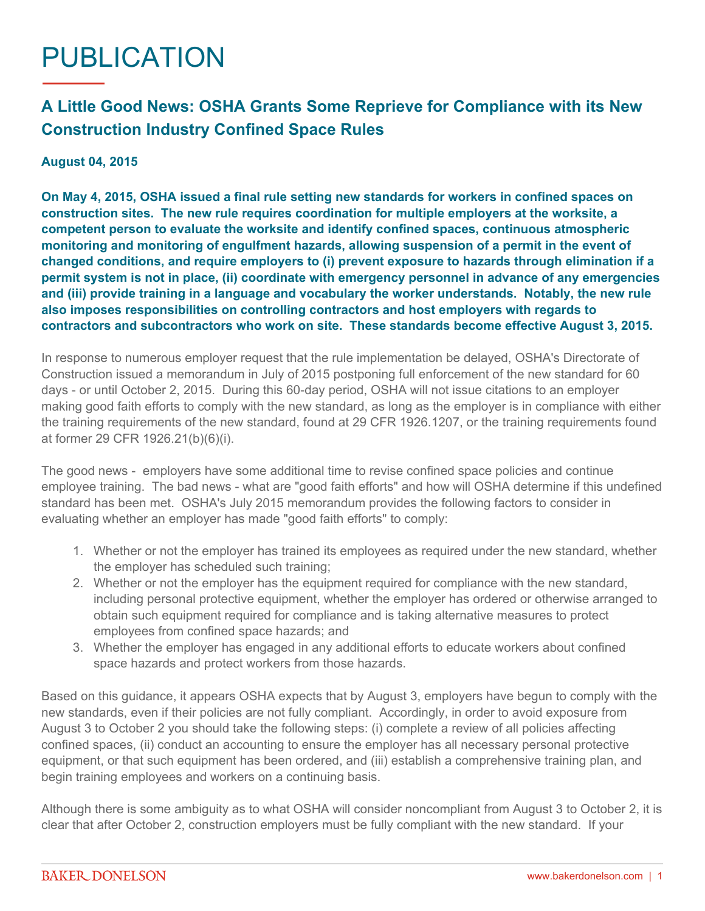# PUBLICATION

## A Little Good News: OSHA Grants Some Reprieve for Compliance with its New Construction Industry Confined Space Rules

**August 04, 2015**

**On May 4, 2015, OSHA issued a final rule setting new standards for workers in confined spaces on construction sites. The new rule requires coordination for multiple employers at the worksite, a competent person to evaluate the worksite and identify confined spaces, continuous atmospheric monitoring and monitoring of engulfment hazards, allowing suspension of a permit in the event of changed conditions, and require employers to (i) prevent exposure to hazards through elimination if a permit system is not in place, (ii) coordinate with emergency personnel in advance of any emergencies and (iii) provide training in a language and vocabulary the worker understands. Notably, the new rule also imposes responsibilities on controlling contractors and host employers with regards to contractors and subcontractors who work on site. These standards become effective August 3, 2015.**

In response to numerous employer request that the rule implementation be delayed, OSHA's Directorate of Construction issued a memorandum in July of 2015 postponing full enforcement of the new standard for 60 days - or until October 2, 2015. During this 60-day period, OSHA will not issue citations to an employer making good faith efforts to comply with the new standard, as long as the employer is in compliance with either the training requirements of the new standard, found at 29 CFR 1926.1207, or the training requirements found at former 29 CFR 1926.21(b)(6)(i).

The good news - employers have some additional time to revise confined space policies and continue employee training. The bad news - what are "good faith efforts" and how will OSHA determine if this undefined standard has been met. OSHA's July 2015 memorandum provides the following factors to consider in evaluating whether an employer has made "good faith efforts" to comply:

1. Whether or not the employer has trained its employees as required under the new standard, whether the employer has scheduled such training;
2. Whether or not the employer has the equipment required for compliance with the new standard, including personal protective equipment, whether the employer has ordered or otherwise arranged to obtain such equipment required for compliance and is taking alternative measures to protect employees from confined space hazards; and
3. Whether the employer has engaged in any additional efforts to educate workers about confined space hazards and protect workers from those hazards.

Based on this guidance, it appears OSHA expects that by August 3, employers have begun to comply with the new standards, even if their policies are not fully compliant. Accordingly, in order to avoid exposure from August 3 to October 2 you should take the following steps: (i) complete a review of all policies affecting confined spaces, (ii) conduct an accounting to ensure the employer has all necessary personal protective equipment, or that such equipment has been ordered, and (iii) establish a comprehensive training plan, and begin training employees and workers on a continuing basis.

Although there is some ambiguity as to what OSHA will consider noncompliant from August 3 to October 2, it is clear that after October 2, construction employers must be fully compliant with the new standard. If your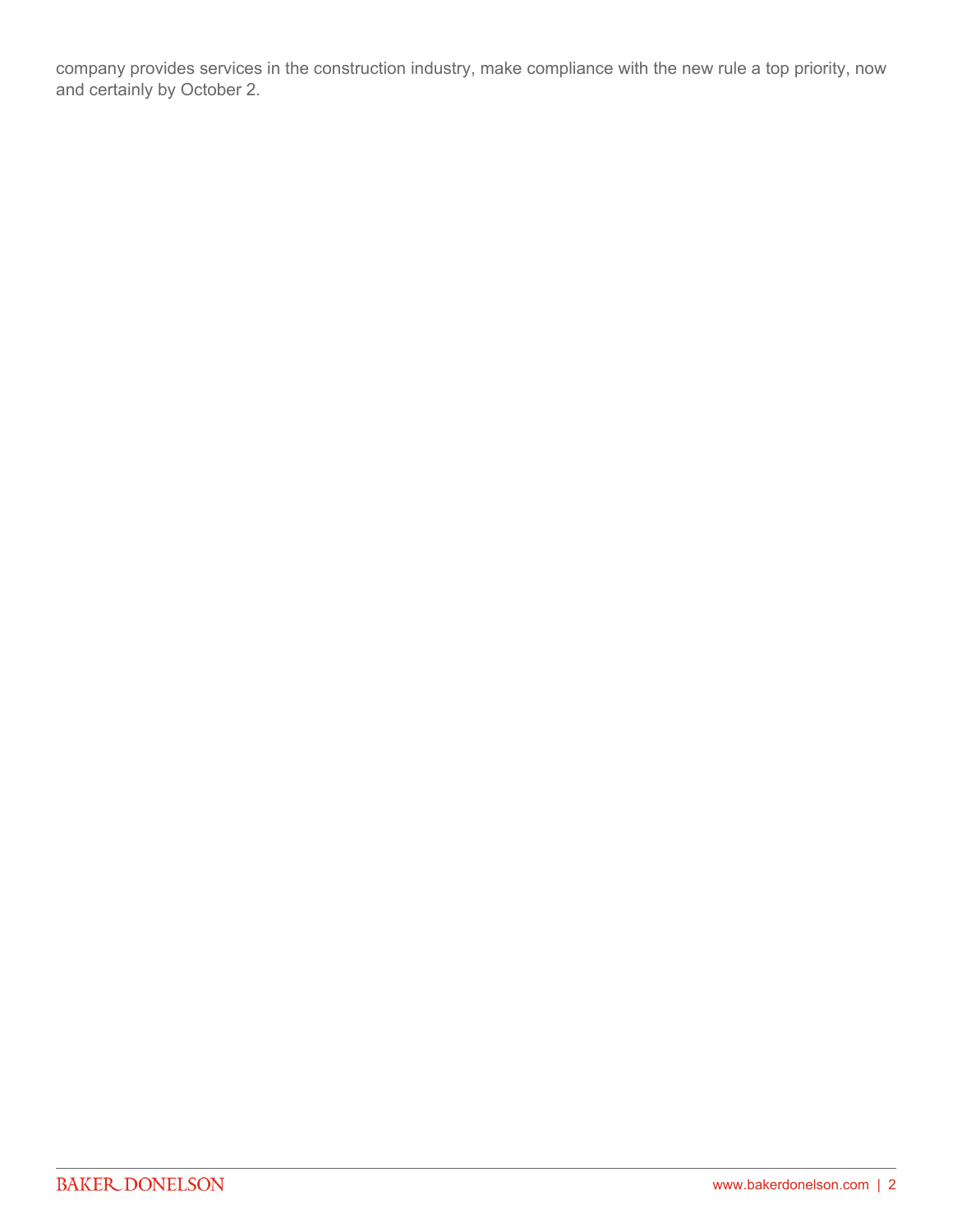company provides services in the construction industry, make compliance with the new rule a top priority, now and certainly by October 2.